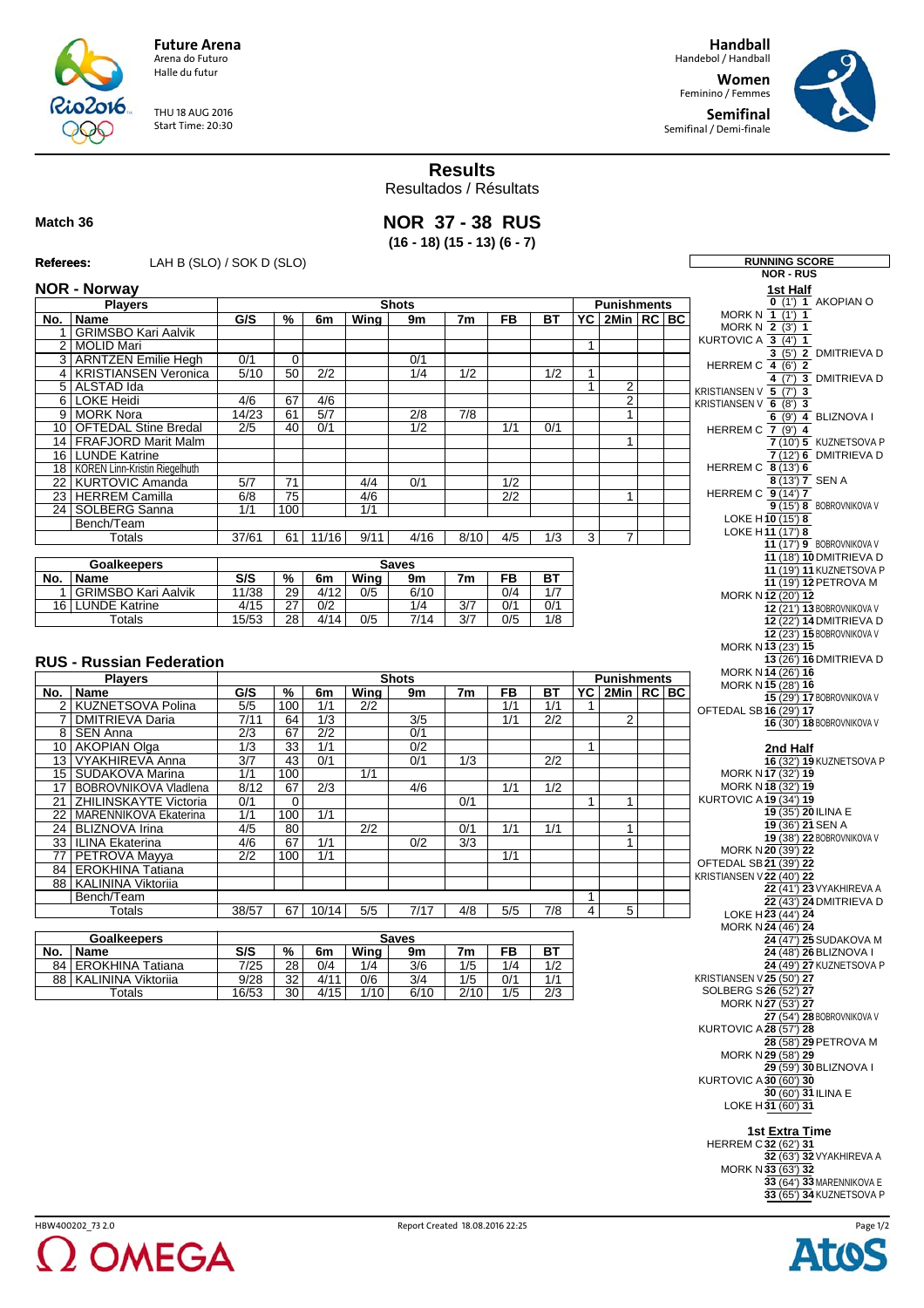Future Arena
Arena do Futuro
Halle du futur

THU 18 AUG 2016
Start Time: 20:30

Handball
Handebol / Handball

Women
Feminino / Femmes

Semifinal
Semifinal / Demi-finale

# Results
Resultados / Résultats

**Match 36**

## NOR 37 - 38 RUS
**(16 - 18) (15 - 13) (6 - 7)**

**Referees:** LAH B (SLO) / SOK D (SLO)

### NOR - Norway

| No. | Name | G/S | % | 6m | Wing | 9m | 7m | FB | BT | YC | 2Min | RC | BC |
|---|---|---|---|---|---|---|---|---|---|---|---|---|---|
| 1 | GRIMSBO Kari Aalvik | | | | | | | | | | | | |
| 2 | MOLID Mari | | | | | | | | | 1 | | | |
| 3 | ARNTZEN Emilie Hegh | 0/1 | 0 | | | 0/1 | | | | | | | |
| 4 | KRISTIANSEN Veronica | 5/10 | 50 | 2/2 | | 1/4 | 1/2 | | 1/2 | 1 | | | |
| 5 | ALSTAD Ida | | | | | | | | | 1 | 2 | | |
| 6 | LOKE Heidi | 4/6 | 67 | 4/6 | | | | | | | 2 | | |
| 9 | MORK Nora | 14/23 | 61 | 5/7 | | 2/8 | 7/8 | | | | 1 | | |
| 10 | OFTEDAL Stine Bredal | 2/5 | 40 | 0/1 | | 1/2 | | 1/1 | 0/1 | | | | |
| 14 | FRAFJORD Marit Malm | | | | | | | | | | 1 | | |
| 16 | LUNDE Katrine | | | | | | | | | | | | |
| 18 | KOREN Linn-Kristin Riegelhuth | | | | | | | | | | | | |
| 22 | KURTOVIC Amanda | 5/7 | 71 | | 4/4 | 0/1 | | 1/2 | | | | | |
| 23 | HERREM Camilla | 6/8 | 75 | | 4/6 | | | 2/2 | | | 1 | | |
| 24 | SOLBERG Sanna | 1/1 | 100 | | 1/1 | | | | | | | | |
| | Bench/Team | | | | | | | | | | | | |
| | Totals | 37/61 | 61 | 11/16 | 9/11 | 4/16 | 8/10 | 4/5 | 1/3 | 3 | 7 | | |

| No. | Goalkeepers | S/S | % | 6m | Wing | 9m | 7m | FB | BT |
|---|---|---|---|---|---|---|---|---|---|
| 1 | GRIMSBO Kari Aalvik | 11/38 | 29 | 4/12 | 0/5 | 6/10 | | 0/4 | 1/7 |
| 16 | LUNDE Katrine | 4/15 | 27 | 0/2 | | 1/4 | 3/7 | 0/1 | 0/1 |
| | Totals | 15/53 | 28 | 4/14 | 0/5 | 7/14 | 3/7 | 0/5 | 1/8 |

### RUS - Russian Federation

| No. | Name | G/S | % | 6m | Wing | 9m | 7m | FB | BT | YC | 2Min | RC | BC |
|---|---|---|---|---|---|---|---|---|---|---|---|---|---|
| 2 | KUZNETSOVA Polina | 5/5 | 100 | 1/1 | 2/2 | | | 1/1 | 1/1 | 1 | | | |
| 7 | DMITRIEVA Daria | 7/11 | 64 | 1/3 | | 3/5 | | 1/1 | 2/2 | | 2 | | |
| 8 | SEN Anna | 2/3 | 67 | 2/2 | | 0/1 | | | | | | | |
| 10 | AKOPIAN Olga | 1/3 | 33 | 1/1 | | 0/2 | | | | 1 | | | |
| 13 | VYAKHIREVA Anna | 3/7 | 43 | 0/1 | | 0/1 | 1/3 | | 2/2 | | | | |
| 15 | SUDAKOVA Marina | 1/1 | 100 | | 1/1 | | | | | | | | |
| 17 | BOBROVNIKOVA Vladlena | 8/12 | 67 | 2/3 | | 4/6 | | 1/1 | 1/2 | | | | |
| 21 | ZHILINSKAYTE Victoria | 0/1 | 0 | | | | 0/1 | | | 1 | 1 | | |
| 22 | MARENNIKOVA Ekaterina | 1/1 | 100 | 1/1 | | | | | | | | | |
| 24 | BLIZNOVA Irina | 4/5 | 80 | | 2/2 | | 0/1 | 1/1 | 1/1 | | 1 | | |
| 33 | ILINA Ekaterina | 4/6 | 67 | 1/1 | | 0/2 | 3/3 | | | | 1 | | |
| 77 | PETROVA Mayya | 2/2 | 100 | 1/1 | | | | 1/1 | | | | | |
| 84 | EROKHINA Tatiana | | | | | | | | | | | | |
| 88 | KALININA Viktoriia | | | | | | | | | | | | |
| | Bench/Team | | | | | | | | | 1 | | | |
| | Totals | 38/57 | 67 | 10/14 | 5/5 | 7/17 | 4/8 | 5/5 | 7/8 | 4 | 5 | | |

| No. | Goalkeepers | S/S | % | 6m | Wing | 9m | 7m | FB | BT |
|---|---|---|---|---|---|---|---|---|---|
| 84 | EROKHINA Tatiana | 7/25 | 28 | 0/4 | 1/4 | 3/6 | 1/5 | 1/4 | 1/2 |
| 88 | KALININA Viktoriia | 9/28 | 32 | 4/11 | 0/6 | 3/4 | 1/5 | 0/1 | 1/1 |
| | Totals | 16/53 | 30 | 4/15 | 1/10 | 6/10 | 2/10 | 1/5 | 2/3 |

### RUNNING SCORE
**NOR - RUS**

**1st Half**

| NOR | Score (Time) | RUS |
|---|---|---|
| | 0 (1') 1 | AKOPIAN O |
| MORK N | 1 (1') 1 | |
| MORK N | 2 (3') 1 | |
| KURTOVIC A | 3 (4') 1 | |
| | 3 (5') 2 | DMITRIEVA D |
| HERREM C | 4 (6') 2 | |
| | 4 (7') 3 | DMITRIEVA D |
| KRISTIANSEN V | 5 (7') 3 | |
| KRISTIANSEN V | 6 (8') 3 | |
| | 6 (9') 4 | BLIZNOVA I |
| HERREM C | 7 (9') 4 | |
| | 7 (10') 5 | KUZNETSOVA P |
| | 7 (12') 6 | DMITRIEVA D |
| HERREM C | 8 (13') 6 | |
| | 8 (13') 7 | SEN A |
| HERREM C | 9 (14') 7 | |
| | 9 (15') 8 | BOBROVNIKOVA V |
| LOKE H | 10 (15') 8 | |
| LOKE H | 11 (17') 8 | |
| | 11 (17') 9 | BOBROVNIKOVA V |
| | 11 (18') 10 | DMITRIEVA D |
| | 11 (19') 11 | KUZNETSOVA P |
| | 11 (19') 12 | PETROVA M |
| MORK N | 12 (20') 12 | |
| | 12 (21') 13 | BOBROVNIKOVA V |
| | 12 (22') 14 | DMITRIEVA D |
| | 12 (23') 15 | BOBROVNIKOVA V |
| MORK N | 13 (23') 15 | |
| | 13 (26') 16 | DMITRIEVA D |
| MORK N | 14 (26') 16 | |
| MORK N | 15 (28') 16 | |
| | 15 (29') 17 | BOBROVNIKOVA V |
| OFTEDAL SB | 16 (29') 17 | |
| | 16 (30') 18 | BOBROVNIKOVA V |

**2nd Half**

| NOR | Score (Time) | RUS |
|---|---|---|
| | 16 (32') 19 | KUZNETSOVA P |
| MORK N | 17 (32') 19 | |
| MORK N | 18 (32') 19 | |
| KURTOVIC A | 19 (34') 19 | |
| | 19 (35') 20 | ILINA E |
| | 19 (36') 21 | SEN A |
| | 19 (38') 22 | BOBROVNIKOVA V |
| MORK N | 20 (39') 22 | |
| OFTEDAL SB | 21 (39') 22 | |
| KRISTIANSEN V | 22 (40') 22 | |
| | 22 (41') 23 | VYAKHIREVA A |
| | 22 (43') 24 | DMITRIEVA D |
| LOKE H | 23 (44') 24 | |
| MORK N | 24 (46') 24 | |
| | 24 (47') 25 | SUDAKOVA M |
| | 24 (48') 26 | BLIZNOVA I |
| | 24 (49') 27 | KUZNETSOVA P |
| KRISTIANSEN V | 25 (50') 27 | |
| SOLBERG S | 26 (52') 27 | |
| MORK N | 27 (53') 27 | |
| | 27 (54') 28 | BOBROVNIKOVA V |
| KURTOVIC A | 28 (57') 28 | |
| | 28 (58') 29 | PETROVA M |
| MORK N | 29 (58') 29 | |
| | 29 (59') 30 | BLIZNOVA I |
| KURTOVIC A | 30 (60') 30 | |
| | 30 (60') 31 | ILINA E |
| LOKE H | 31 (60') 31 | |

**1st Extra Time**

| NOR | Score (Time) | RUS |
|---|---|---|
| HERREM C | 32 (62') 31 | |
| | 32 (63') 32 | VYAKHIREVA A |
| MORK N | 33 (63') 32 | |
| | 33 (64') 33 | MARENNIKOVA E |
| | 33 (65') 34 | KUZNETSOVA P |

HBW400202_73 2.0 Report Created 18.08.2016 22:25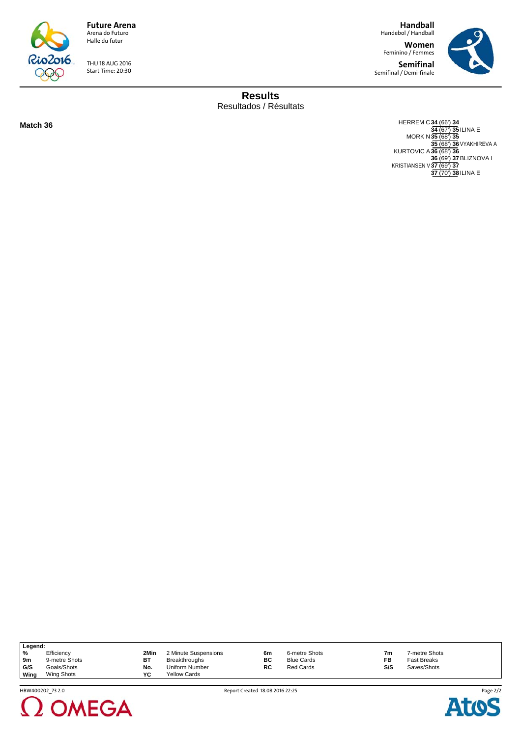**Future Arena**
Arena do Futuro
Halle du futur

THU 18 AUG 2016
Start Time: 20:30

**Handball**
Handebol / Handball

**Women**
Feminino / Femmes

**Semifinal**
Semifinal / Demi-finale

## Results
Resultados / Résultats

**Match 36**

| | | |
|---|---|---|
| HERREM C | **34** (66') **34** | |
| | **34** (67') **35** | ILINA E |
| MORK N | **35** (68') **35** | |
| | **35** (68') **36** | VYAKHIREVA A |
| KURTOVIC A | **36** (68') **36** | |
| | **36** (69') **37** | BLIZNOVA I |
| KRISTIANSEN V | **37** (69') **37** | |
| | **37** (70') **38** | ILINA E |

| Legend: | | | | | | | |
|---|---|---|---|---|---|---|---|
| % | Efficiency | 2Min | 2 Minute Suspensions | 6m | 6-metre Shots | 7m | 7-metre Shots |
| 9m | 9-metre Shots | BT | Breakthroughs | BC | Blue Cards | FB | Fast Breaks |
| G/S | Goals/Shots | No. | Uniform Number | RC | Red Cards | S/S | Saves/Shots |
| Wing | Wing Shots | YC | Yellow Cards | | | | |

HBW400202_73 2.0 Report Created 18.08.2016 22:25